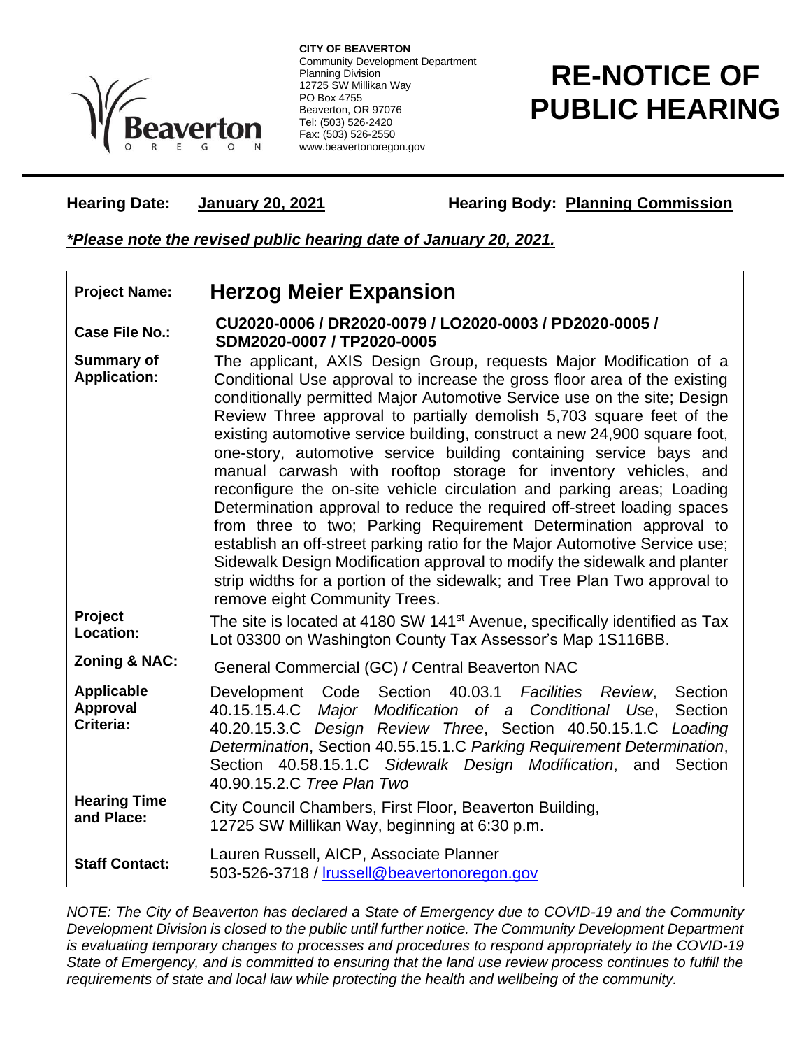**CITY OF BEAVERTON**
Community Development Department
Planning Division
12725 SW Millikan Way
PO Box 4755
Beaverton, OR 97076
Tel: (503) 526-2420
Fax: (503) 526-2550
www.beavertonoregon.gov

# RE-NOTICE OF PUBLIC HEARING

**Hearing Date:** **January 20, 2021** **Hearing Body:** **Planning Commission**

***Please note the revised public hearing date of January 20, 2021.***

| | |
|---|---|
| **Project Name:** | **Herzog Meier Expansion** |
| **Case File No.:** | **CU2020-0006 / DR2020-0079 / LO2020-0003 / PD2020-0005 / SDM2020-0007 / TP2020-0005** |
| **Summary of Application:** | The applicant, AXIS Design Group, requests Major Modification of a Conditional Use approval to increase the gross floor area of the existing conditionally permitted Major Automotive Service use on the site; Design Review Three approval to partially demolish 5,703 square feet of the existing automotive service building, construct a new 24,900 square foot, one-story, automotive service building containing service bays and manual carwash with rooftop storage for inventory vehicles, and reconfigure the on-site vehicle circulation and parking areas; Loading Determination approval to reduce the required off-street loading spaces from three to two; Parking Requirement Determination approval to establish an off-street parking ratio for the Major Automotive Service use; Sidewalk Design Modification approval to modify the sidewalk and planter strip widths for a portion of the sidewalk; and Tree Plan Two approval to remove eight Community Trees. |
| **Project Location:** | The site is located at 4180 SW 141st Avenue, specifically identified as Tax Lot 03300 on Washington County Tax Assessor's Map 1S116BB. |
| **Zoning & NAC:** | General Commercial (GC) / Central Beaverton NAC |
| **Applicable Approval Criteria:** | Development Code Section 40.03.1 *Facilities Review*, Section 40.15.15.4.C *Major Modification of a Conditional Use*, Section 40.20.15.3.C *Design Review Three*, Section 40.50.15.1.C *Loading Determination*, Section 40.55.15.1.C *Parking Requirement Determination*, Section 40.58.15.1.C *Sidewalk Design Modification*, and Section 40.90.15.2.C *Tree Plan Two* |
| **Hearing Time and Place:** | City Council Chambers, First Floor, Beaverton Building, 12725 SW Millikan Way, beginning at 6:30 p.m. |
| **Staff Contact:** | Lauren Russell, AICP, Associate Planner 503-526-3718 / lrussell@beavertonoregon.gov |

*NOTE: The City of Beaverton has declared a State of Emergency due to COVID-19 and the Community Development Division is closed to the public until further notice. The Community Development Department is evaluating temporary changes to processes and procedures to respond appropriately to the COVID-19 State of Emergency, and is committed to ensuring that the land use review process continues to fulfill the requirements of state and local law while protecting the health and wellbeing of the community.*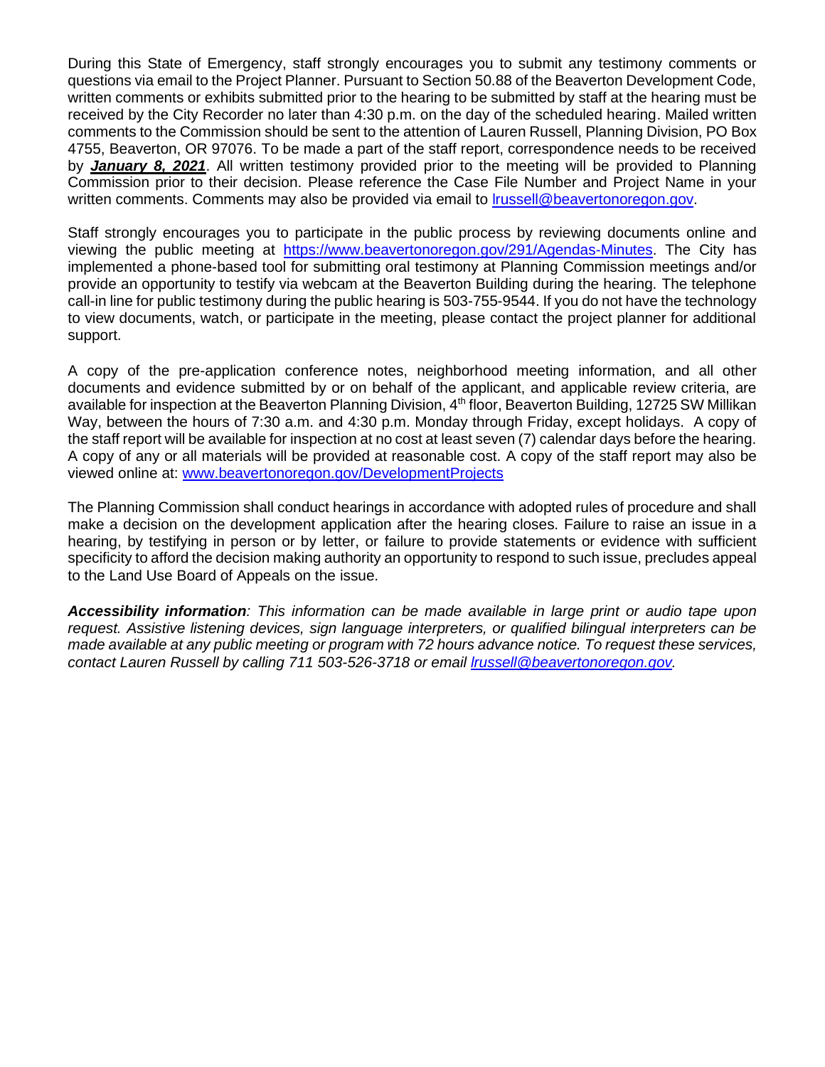During this State of Emergency, staff strongly encourages you to submit any testimony comments or questions via email to the Project Planner. Pursuant to Section 50.88 of the Beaverton Development Code, written comments or exhibits submitted prior to the hearing to be submitted by staff at the hearing must be received by the City Recorder no later than 4:30 p.m. on the day of the scheduled hearing. Mailed written comments to the Commission should be sent to the attention of Lauren Russell, Planning Division, PO Box 4755, Beaverton, OR 97076. To be made a part of the staff report, correspondence needs to be received by ***January 8, 2021***. All written testimony provided prior to the meeting will be provided to Planning Commission prior to their decision. Please reference the Case File Number and Project Name in your written comments. Comments may also be provided via email to lrussell@beavertonoregon.gov.

Staff strongly encourages you to participate in the public process by reviewing documents online and viewing the public meeting at https://www.beavertonoregon.gov/291/Agendas-Minutes. The City has implemented a phone-based tool for submitting oral testimony at Planning Commission meetings and/or provide an opportunity to testify via webcam at the Beaverton Building during the hearing. The telephone call-in line for public testimony during the public hearing is 503-755-9544. If you do not have the technology to view documents, watch, or participate in the meeting, please contact the project planner for additional support.

A copy of the pre-application conference notes, neighborhood meeting information, and all other documents and evidence submitted by or on behalf of the applicant, and applicable review criteria, are available for inspection at the Beaverton Planning Division, 4th floor, Beaverton Building, 12725 SW Millikan Way, between the hours of 7:30 a.m. and 4:30 p.m. Monday through Friday, except holidays. A copy of the staff report will be available for inspection at no cost at least seven (7) calendar days before the hearing. A copy of any or all materials will be provided at reasonable cost. A copy of the staff report may also be viewed online at: www.beavertonoregon.gov/DevelopmentProjects

The Planning Commission shall conduct hearings in accordance with adopted rules of procedure and shall make a decision on the development application after the hearing closes. Failure to raise an issue in a hearing, by testifying in person or by letter, or failure to provide statements or evidence with sufficient specificity to afford the decision making authority an opportunity to respond to such issue, precludes appeal to the Land Use Board of Appeals on the issue.

***Accessibility information**: This information can be made available in large print or audio tape upon request. Assistive listening devices, sign language interpreters, or qualified bilingual interpreters can be made available at any public meeting or program with 72 hours advance notice. To request these services, contact Lauren Russell by calling 711 503-526-3718 or email lrussell@beavertonoregon.gov.*